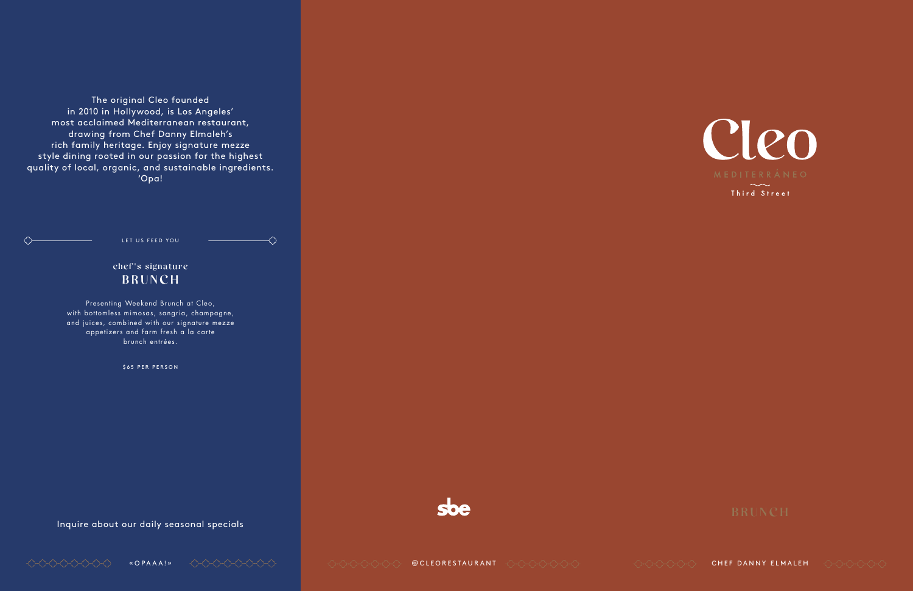The original Cleo founded in 2010 in Hollywood, is Los Angeles' most acclaimed Mediterranean restaurant, drawing from Chef Danny Elmaleh's rich family heritage. Enjoy signature mezze style dining rooted in our passion for the highest quality of local, organic, and sustainable ingredients. 'Opa!

LET US FEED YOU

## chef's signature BRUNCH

Presenting Weekend Brunch at Cleo, with bottomless mimosas, sangria, champagne, and juices, combined with our signature mezze appetizers and farm fresh a la carte brunch entrées.

$65 PER PERSON

Inquire about our daily seasonal specials

«OPAAA!»

sbe

@CLEORESTAURANT

# Cleo

MEDITERRÂNEO

Third Street

BRUNCH

CHEF DANNY ELMALEH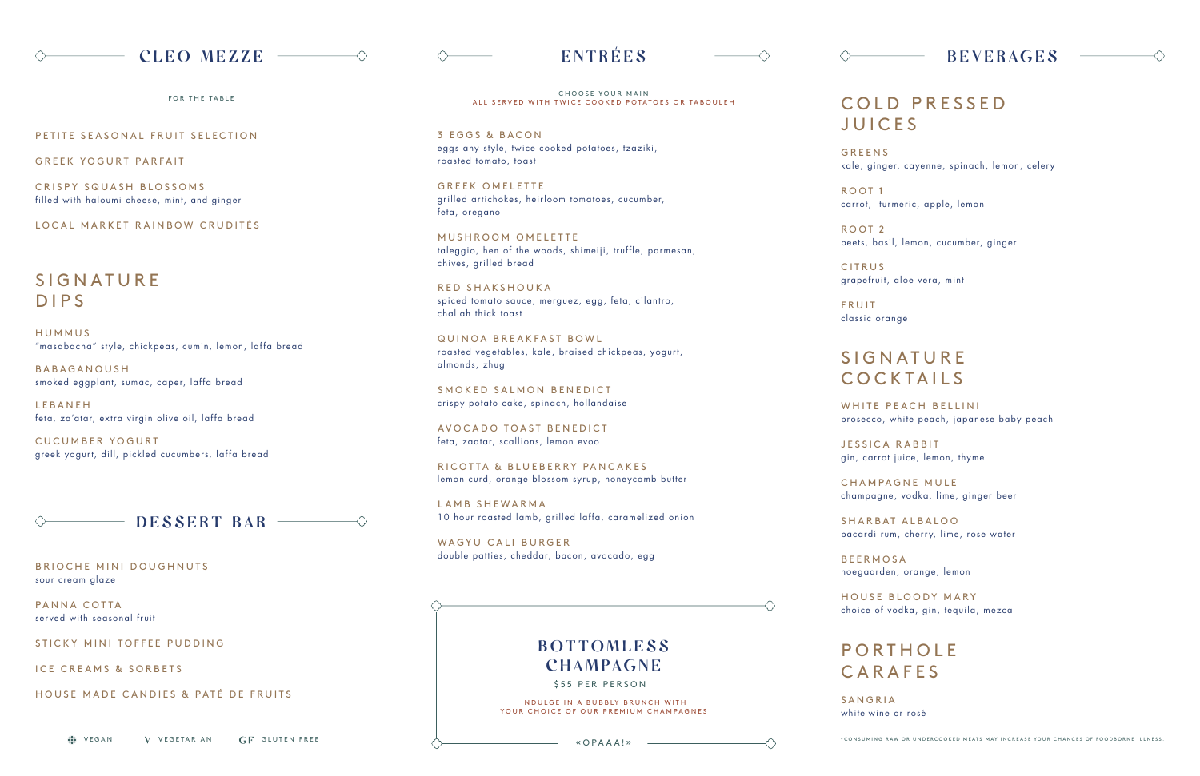## CLEO MEZZE

FOR THE TABLE

PETITE SEASONAL FRUIT SELECTION

GREEK YOGURT PARFAIT

CRISPY SQUASH BLOSSOMS
filled with haloumi cheese, mint, and ginger

LOCAL MARKET RAINBOW CRUDITÉS

### SIGNATURE DIPS

HUMMUS
"masabacha" style, chickpeas, cumin, lemon, laffa bread

BABAGANOUSH
smoked eggplant, sumac, caper, laffa bread

LEBANEH
feta, za'atar, extra virgin olive oil, laffa bread

CUCUMBER YOGURT
greek yogurt, dill, pickled cucumbers, laffa bread

## DESSERT BAR

BRIOCHE MINI DOUGHNUTS
sour cream glaze

PANNA COTTA
served with seasonal fruit

STICKY MINI TOFFEE PUDDING

ICE CREAMS & SORBETS

HOUSE MADE CANDIES & PATÉ DE FRUITS

VEGAN V VEGETARIAN GF GLUTEN FREE

## ENTRÉES

CHOOSE YOUR MAIN
ALL SERVED WITH TWICE COOKED POTATOES OR TABOULEH

3 EGGS & BACON
eggs any style, twice cooked potatoes, tzaziki, roasted tomato, toast

GREEK OMELETTE
grilled artichokes, heirloom tomatoes, cucumber, feta, oregano

MUSHROOM OMELETTE
taleggio, hen of the woods, shimeiji, truffle, parmesan, chives, grilled bread

RED SHAKSHOUKA
spiced tomato sauce, merguez, egg, feta, cilantro, challah thick toast

QUINOA BREAKFAST BOWL
roasted vegetables, kale, braised chickpeas, yogurt, almonds, zhug

SMOKED SALMON BENEDICT
crispy potato cake, spinach, hollandaise

AVOCADO TOAST BENEDICT
feta, zaatar, scallions, lemon evoo

RICOTTA & BLUEBERRY PANCAKES
lemon curd, orange blossom syrup, honeycomb butter

LAMB SHEWARMA
10 hour roasted lamb, grilled laffa, caramelized onion

WAGYU CALI BURGER
double patties, cheddar, bacon, avocado, egg

### BOTTOMLESS CHAMPAGNE

$55 PER PERSON

INDULGE IN A BUBBLY BRUNCH WITH YOUR CHOICE OF OUR PREMIUM CHAMPAGNES

«OPAAA!»

## BEVERAGES

### COLD PRESSED JUICES

GREENS
kale, ginger, cayenne, spinach, lemon, celery

ROOT 1
carrot, turmeric, apple, lemon

ROOT 2
beets, basil, lemon, cucumber, ginger

CITRUS
grapefruit, aloe vera, mint

FRUIT
classic orange

### SIGNATURE COCKTAILS

WHITE PEACH BELLINI
prosecco, white peach, japanese baby peach

JESSICA RABBIT
gin, carrot juice, lemon, thyme

CHAMPAGNE MULE
champagne, vodka, lime, ginger beer

SHARBAT ALBALOO
bacardí rum, cherry, lime, rose water

BEERMOSA
hoegaarden, orange, lemon

HOUSE BLOODY MARY
choice of vodka, gin, tequila, mezcal

### PORTHOLE CARAFES

SANGRIA
white wine or rosé

*CONSUMING RAW OR UNDERCOOKED MEATS MAY INCREASE YOUR CHANCES OF FOODBORNE ILLNESS.